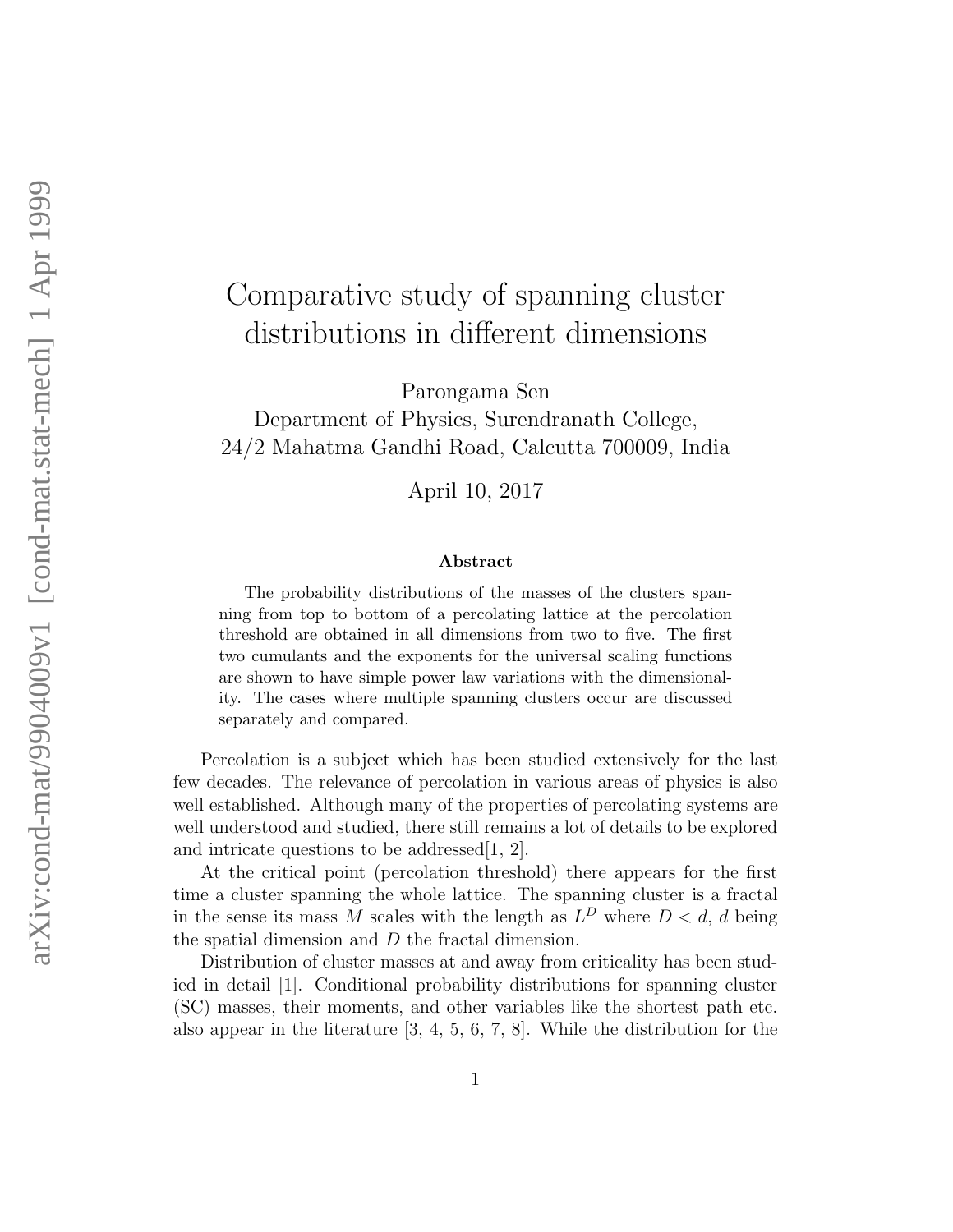# Comparative study of spanning cluster distributions in different dimensions

Parongama Sen
Department of Physics, Surendranath College,
24/2 Mahatma Gandhi Road, Calcutta 700009, India

April 10, 2017

### Abstract

The probability distributions of the masses of the clusters spanning from top to bottom of a percolating lattice at the percolation threshold are obtained in all dimensions from two to five. The first two cumulants and the exponents for the universal scaling functions are shown to have simple power law variations with the dimensionality. The cases where multiple spanning clusters occur are discussed separately and compared.

Percolation is a subject which has been studied extensively for the last few decades. The relevance of percolation in various areas of physics is also well established. Although many of the properties of percolating systems are well understood and studied, there still remains a lot of details to be explored and intricate questions to be addressed[1, 2].

At the critical point (percolation threshold) there appears for the first time a cluster spanning the whole lattice. The spanning cluster is a fractal in the sense its mass $M$ scales with the length as $L^D$ where $D < d$, $d$ being the spatial dimension and $D$ the fractal dimension.

Distribution of cluster masses at and away from criticality has been studied in detail [1]. Conditional probability distributions for spanning cluster (SC) masses, their moments, and other variables like the shortest path etc. also appear in the literature [3, 4, 5, 6, 7, 8]. While the distribution for the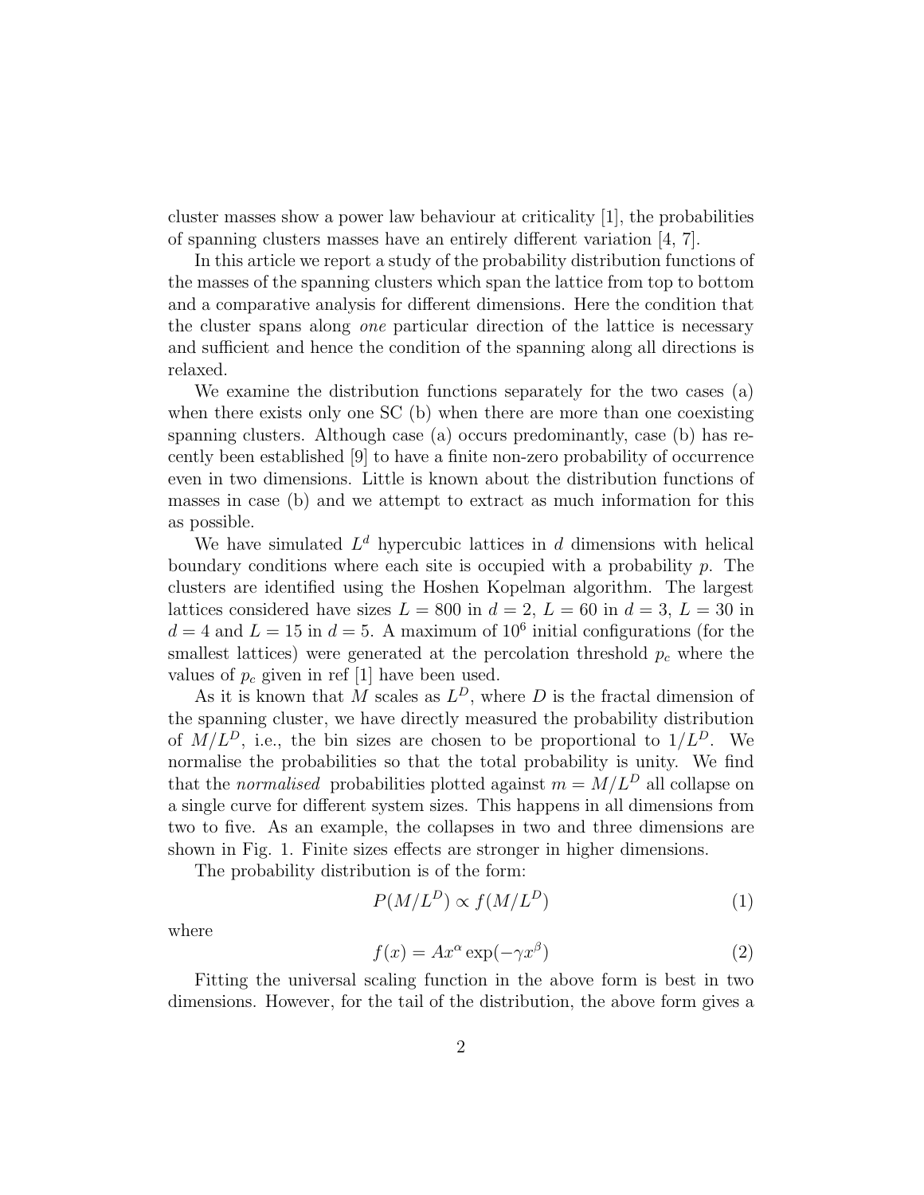cluster masses show a power law behaviour at criticality [1], the probabilities of spanning clusters masses have an entirely different variation [4, 7].

In this article we report a study of the probability distribution functions of the masses of the spanning clusters which span the lattice from top to bottom and a comparative analysis for different dimensions. Here the condition that the cluster spans along *one* particular direction of the lattice is necessary and sufficient and hence the condition of the spanning along all directions is relaxed.

We examine the distribution functions separately for the two cases (a) when there exists only one SC (b) when there are more than one coexisting spanning clusters. Although case (a) occurs predominantly, case (b) has recently been established [9] to have a finite non-zero probability of occurrence even in two dimensions. Little is known about the distribution functions of masses in case (b) and we attempt to extract as much information for this as possible.

We have simulated $L^d$ hypercubic lattices in $d$ dimensions with helical boundary conditions where each site is occupied with a probability $p$. The clusters are identified using the Hoshen Kopelman algorithm. The largest lattices considered have sizes $L = 800$ in $d = 2$, $L = 60$ in $d = 3$, $L = 30$ in $d = 4$ and $L = 15$ in $d = 5$. A maximum of $10^6$ initial configurations (for the smallest lattices) were generated at the percolation threshold $p_c$ where the values of $p_c$ given in ref [1] have been used.

As it is known that $M$ scales as $L^D$, where $D$ is the fractal dimension of the spanning cluster, we have directly measured the probability distribution of $M/L^D$, i.e., the bin sizes are chosen to be proportional to $1/L^D$. We normalise the probabilities so that the total probability is unity. We find that the *normalised* probabilities plotted against $m = M/L^D$ all collapse on a single curve for different system sizes. This happens in all dimensions from two to five. As an example, the collapses in two and three dimensions are shown in Fig. 1. Finite sizes effects are stronger in higher dimensions.

The probability distribution is of the form:

$$P(M/L^D) \propto f(M/L^D) \tag{1}$$

where

$$f(x) = Ax^\alpha \exp(-\gamma x^\beta) \tag{2}$$

Fitting the universal scaling function in the above form is best in two dimensions. However, for the tail of the distribution, the above form gives a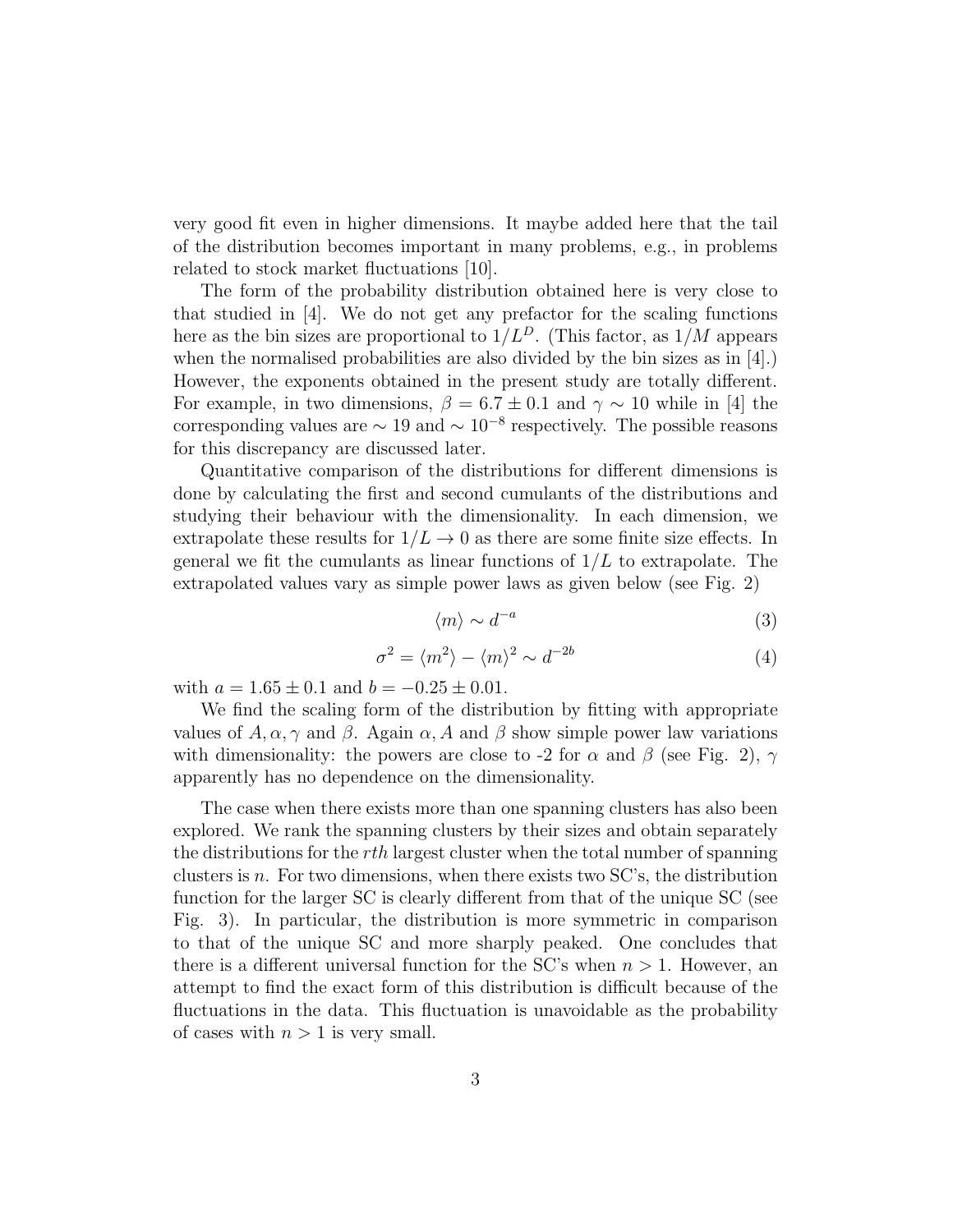very good fit even in higher dimensions. It maybe added here that the tail of the distribution becomes important in many problems, e.g., in problems related to stock market fluctuations [10].

The form of the probability distribution obtained here is very close to that studied in [4]. We do not get any prefactor for the scaling functions here as the bin sizes are proportional to $1/L^D$. (This factor, as $1/M$ appears when the normalised probabilities are also divided by the bin sizes as in [4].) However, the exponents obtained in the present study are totally different. For example, in two dimensions, $\beta = 6.7 \pm 0.1$ and $\gamma \sim 10$ while in [4] the corresponding values are $\sim 19$ and $\sim 10^{-8}$ respectively. The possible reasons for this discrepancy are discussed later.

Quantitative comparison of the distributions for different dimensions is done by calculating the first and second cumulants of the distributions and studying their behaviour with the dimensionality. In each dimension, we extrapolate these results for $1/L \to 0$ as there are some finite size effects. In general we fit the cumulants as linear functions of $1/L$ to extrapolate. The extrapolated values vary as simple power laws as given below (see Fig. 2)

$$\langle m \rangle \sim d^{-a} \tag{3}$$

$$\sigma^2 = \langle m^2 \rangle - \langle m \rangle^2 \sim d^{-2b} \tag{4}$$

with $a = 1.65 \pm 0.1$ and $b = -0.25 \pm 0.01$.

We find the scaling form of the distribution by fitting with appropriate values of $A, \alpha, \gamma$ and $\beta$. Again $\alpha, A$ and $\beta$ show simple power law variations with dimensionality: the powers are close to -2 for $\alpha$ and $\beta$ (see Fig. 2), $\gamma$ apparently has no dependence on the dimensionality.

The case when there exists more than one spanning clusters has also been explored. We rank the spanning clusters by their sizes and obtain separately the distributions for the $rth$ largest cluster when the total number of spanning clusters is $n$. For two dimensions, when there exists two SC's, the distribution function for the larger SC is clearly different from that of the unique SC (see Fig. 3). In particular, the distribution is more symmetric in comparison to that of the unique SC and more sharply peaked. One concludes that there is a different universal function for the SC's when $n > 1$. However, an attempt to find the exact form of this distribution is difficult because of the fluctuations in the data. This fluctuation is unavoidable as the probability of cases with $n > 1$ is very small.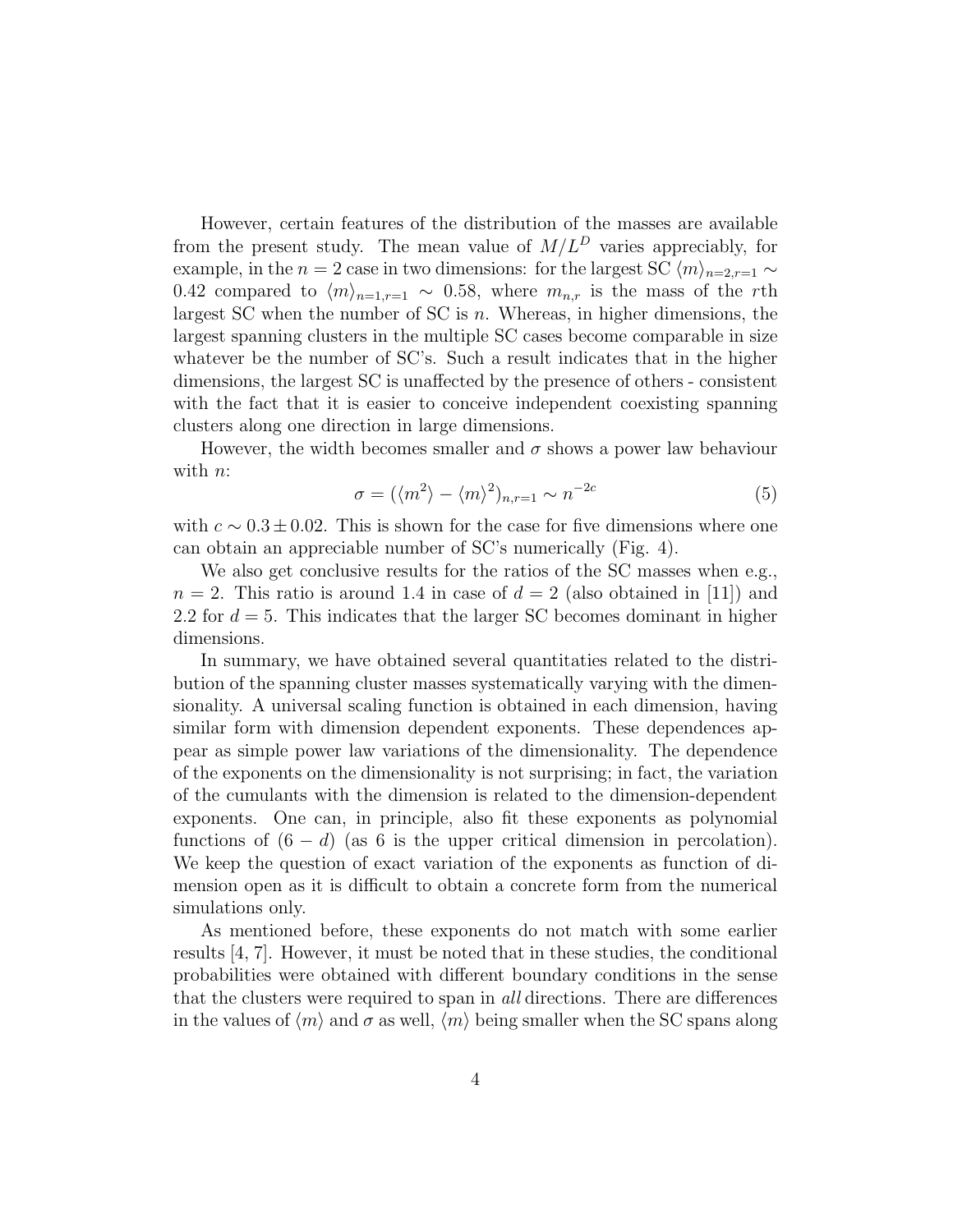However, certain features of the distribution of the masses are available from the present study. The mean value of $M/L^D$ varies appreciably, for example, in the $n = 2$ case in two dimensions: for the largest SC $\langle m \rangle_{n=2,r=1} \sim 0.42$ compared to $\langle m \rangle_{n=1,r=1} \sim 0.58$, where $m_{n,r}$ is the mass of the $r$th largest SC when the number of SC is $n$. Whereas, in higher dimensions, the largest spanning clusters in the multiple SC cases become comparable in size whatever be the number of SC's. Such a result indicates that in the higher dimensions, the largest SC is unaffected by the presence of others - consistent with the fact that it is easier to conceive independent coexisting spanning clusters along one direction in large dimensions.

However, the width becomes smaller and $\sigma$ shows a power law behaviour with $n$:

$$\sigma = (\langle m^2 \rangle - \langle m \rangle^2)_{n,r=1} \sim n^{-2c} \tag{5}$$

with $c \sim 0.3 \pm 0.02$. This is shown for the case for five dimensions where one can obtain an appreciable number of SC's numerically (Fig. 4).

We also get conclusive results for the ratios of the SC masses when e.g., $n = 2$. This ratio is around 1.4 in case of $d = 2$ (also obtained in [11]) and 2.2 for $d = 5$. This indicates that the larger SC becomes dominant in higher dimensions.

In summary, we have obtained several quantitaties related to the distribution of the spanning cluster masses systematically varying with the dimensionality. A universal scaling function is obtained in each dimension, having similar form with dimension dependent exponents. These dependences appear as simple power law variations of the dimensionality. The dependence of the exponents on the dimensionality is not surprising; in fact, the variation of the cumulants with the dimension is related to the dimension-dependent exponents. One can, in principle, also fit these exponents as polynomial functions of $(6 - d)$ (as 6 is the upper critical dimension in percolation). We keep the question of exact variation of the exponents as function of dimension open as it is difficult to obtain a concrete form from the numerical simulations only.

As mentioned before, these exponents do not match with some earlier results [4, 7]. However, it must be noted that in these studies, the conditional probabilities were obtained with different boundary conditions in the sense that the clusters were required to span in *all* directions. There are differences in the values of $\langle m \rangle$ and $\sigma$ as well, $\langle m \rangle$ being smaller when the SC spans along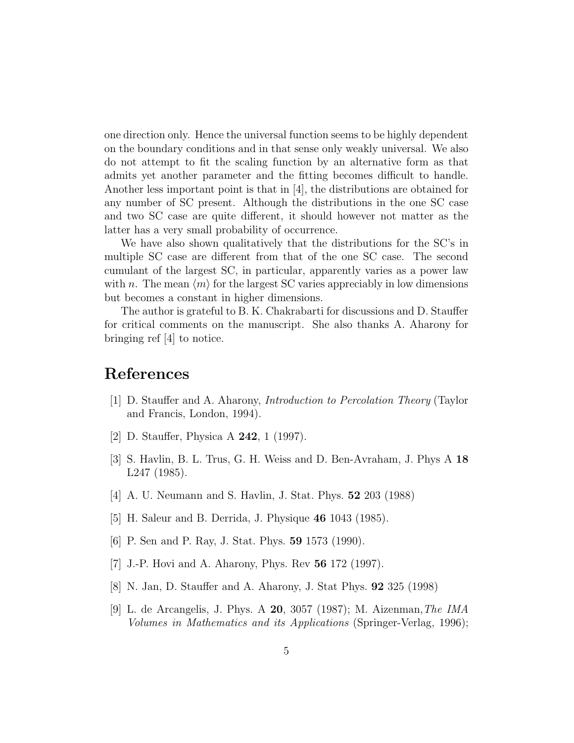one direction only. Hence the universal function seems to be highly dependent on the boundary conditions and in that sense only weakly universal. We also do not attempt to fit the scaling function by an alternative form as that admits yet another parameter and the fitting becomes difficult to handle. Another less important point is that in [4], the distributions are obtained for any number of SC present. Although the distributions in the one SC case and two SC case are quite different, it should however not matter as the latter has a very small probability of occurrence.

We have also shown qualitatively that the distributions for the SC's in multiple SC case are different from that of the one SC case. The second cumulant of the largest SC, in particular, apparently varies as a power law with $n$. The mean $\langle m \rangle$ for the largest SC varies appreciably in low dimensions but becomes a constant in higher dimensions.

The author is grateful to B. K. Chakrabarti for discussions and D. Stauffer for critical comments on the manuscript. She also thanks A. Aharony for bringing ref [4] to notice.

# References

[1] D. Stauffer and A. Aharony, *Introduction to Percolation Theory* (Taylor and Francis, London, 1994).

[2] D. Stauffer, Physica A **242**, 1 (1997).

[3] S. Havlin, B. L. Trus, G. H. Weiss and D. Ben-Avraham, J. Phys A **18** L247 (1985).

[4] A. U. Neumann and S. Havlin, J. Stat. Phys. **52** 203 (1988)

[5] H. Saleur and B. Derrida, J. Physique **46** 1043 (1985).

[6] P. Sen and P. Ray, J. Stat. Phys. **59** 1573 (1990).

[7] J.-P. Hovi and A. Aharony, Phys. Rev **56** 172 (1997).

[8] N. Jan, D. Stauffer and A. Aharony, J. Stat Phys. **92** 325 (1998)

[9] L. de Arcangelis, J. Phys. A **20**, 3057 (1987); M. Aizenman, *The IMA Volumes in Mathematics and its Applications* (Springer-Verlag, 1996);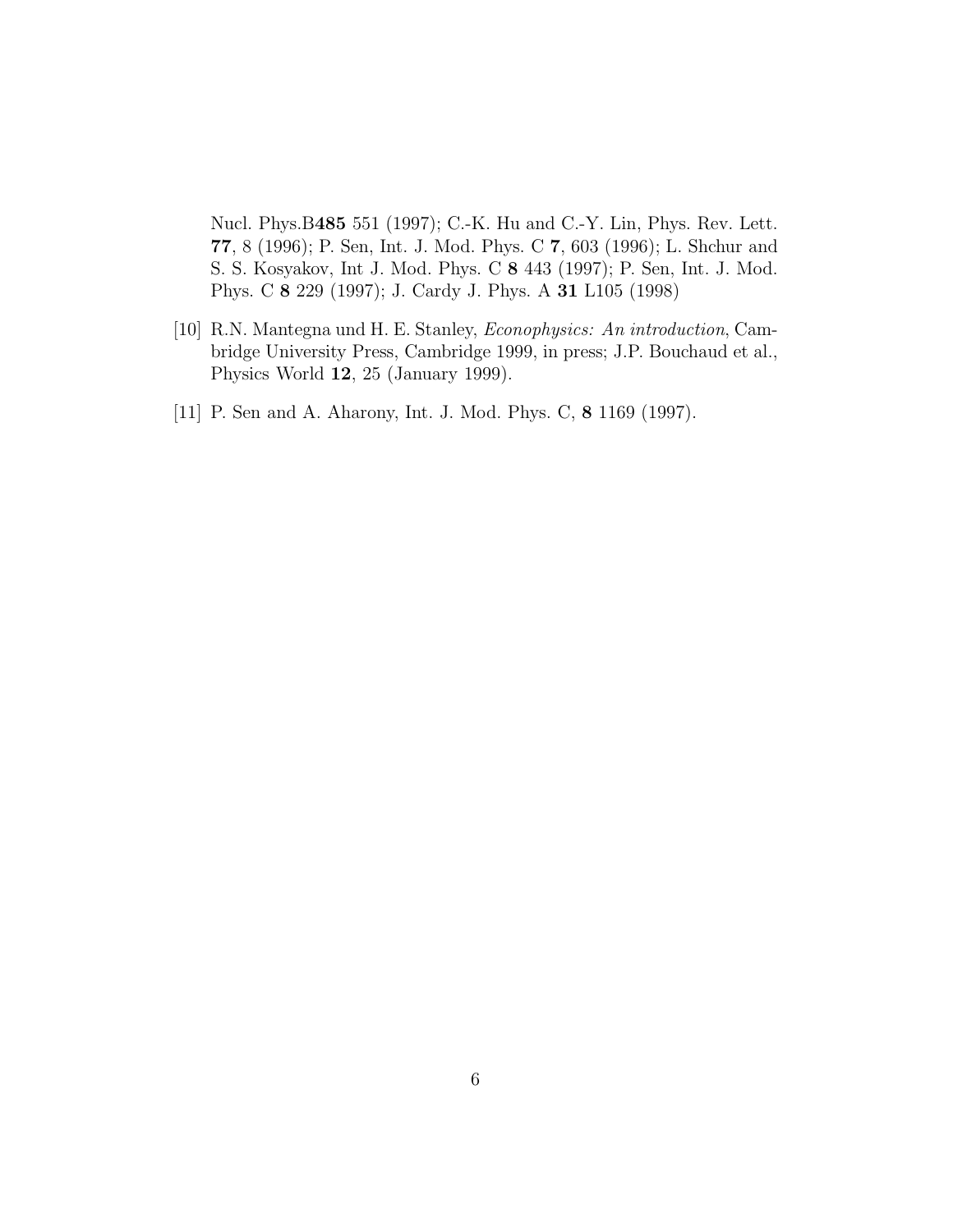Nucl. Phys.B**485** 551 (1997); C.-K. Hu and C.-Y. Lin, Phys. Rev. Lett. **77**, 8 (1996); P. Sen, Int. J. Mod. Phys. C **7**, 603 (1996); L. Shchur and S. S. Kosyakov, Int J. Mod. Phys. C **8** 443 (1997); P. Sen, Int. J. Mod. Phys. C **8** 229 (1997); J. Cardy J. Phys. A **31** L105 (1998)

[10] R.N. Mantegna und H. E. Stanley, *Econophysics: An introduction*, Cambridge University Press, Cambridge 1999, in press; J.P. Bouchaud et al., Physics World **12**, 25 (January 1999).

[11] P. Sen and A. Aharony, Int. J. Mod. Phys. C, **8** 1169 (1997).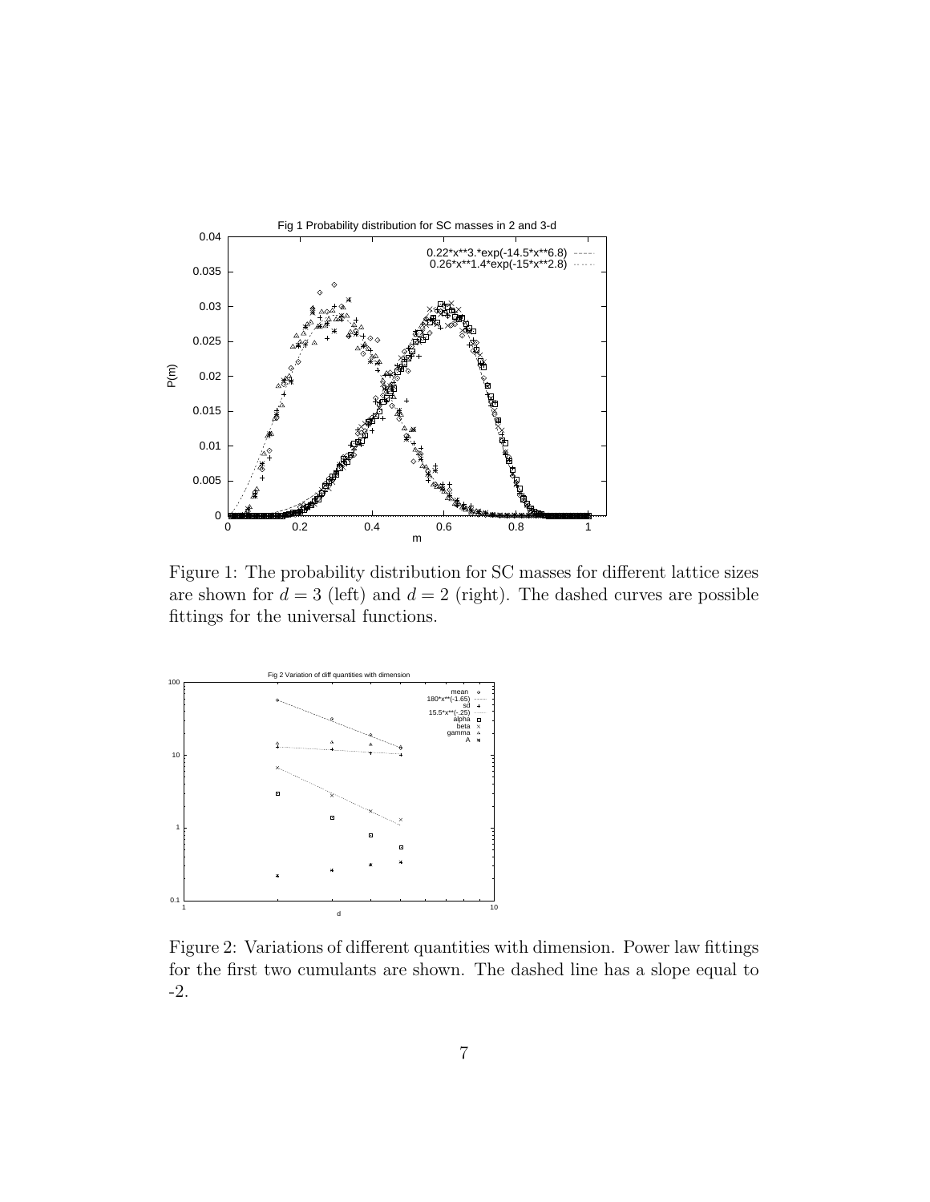Fig 1 Probability distribution for SC masses in 2 and 3-d

0.22*x**3.*exp(-14.5*x**6.8)
0.26*x**1.4*exp(-15*x**2.8)

P(m)

m

0
0.005
0.01
0.015
0.02
0.025
0.03
0.035
0.04

0
0.2
0.4
0.6
0.8
1

Figure 1: The probability distribution for SC masses for different lattice sizes are shown for $d = 3$ (left) and $d = 2$ (right). The dashed curves are possible fittings for the universal functions.

Fig 2 Variation of diff quantities with dimension

mean
180*x**(-1.65)
sd
15.5*x**(-.25)
alpha
beta
gamma
A

d

0.1
1
10
100

1
10

Figure 2: Variations of different quantities with dimension. Power law fittings for the first two cumulants are shown. The dashed line has a slope equal to -2.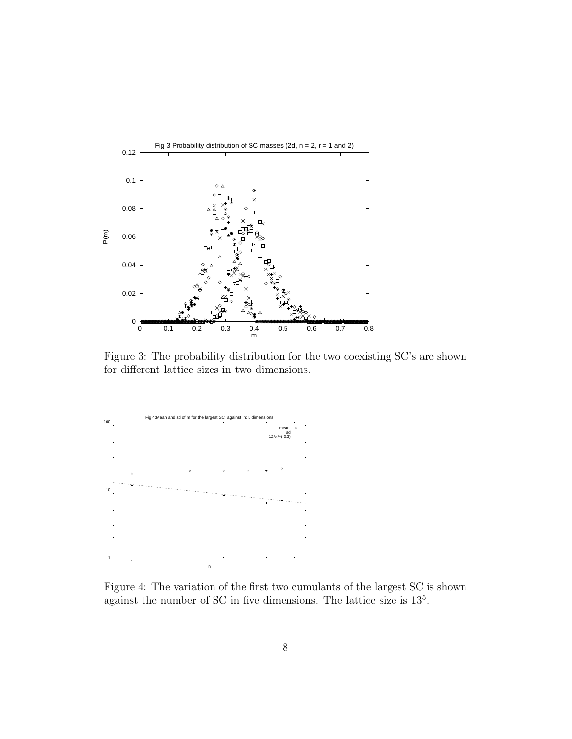Fig 3 Probability distribution of SC masses (2d, n = 2, r = 1 and 2)

P(m)

m

0.12
0.1
0.08
0.06
0.04
0.02
0

0 0.1 0.2 0.3 0.4 0.5 0.6 0.7 0.8

Figure 3: The probability distribution for the two coexisting SC's are shown for different lattice sizes in two dimensions.

Fig 4:Mean and sd of m for the largest SC against n: 5 dimensions

mean
sd
12*x**(-0.3)

100
10
1

1

n

Figure 4: The variation of the first two cumulants of the largest SC is shown against the number of SC in five dimensions. The lattice size is $13^5$.